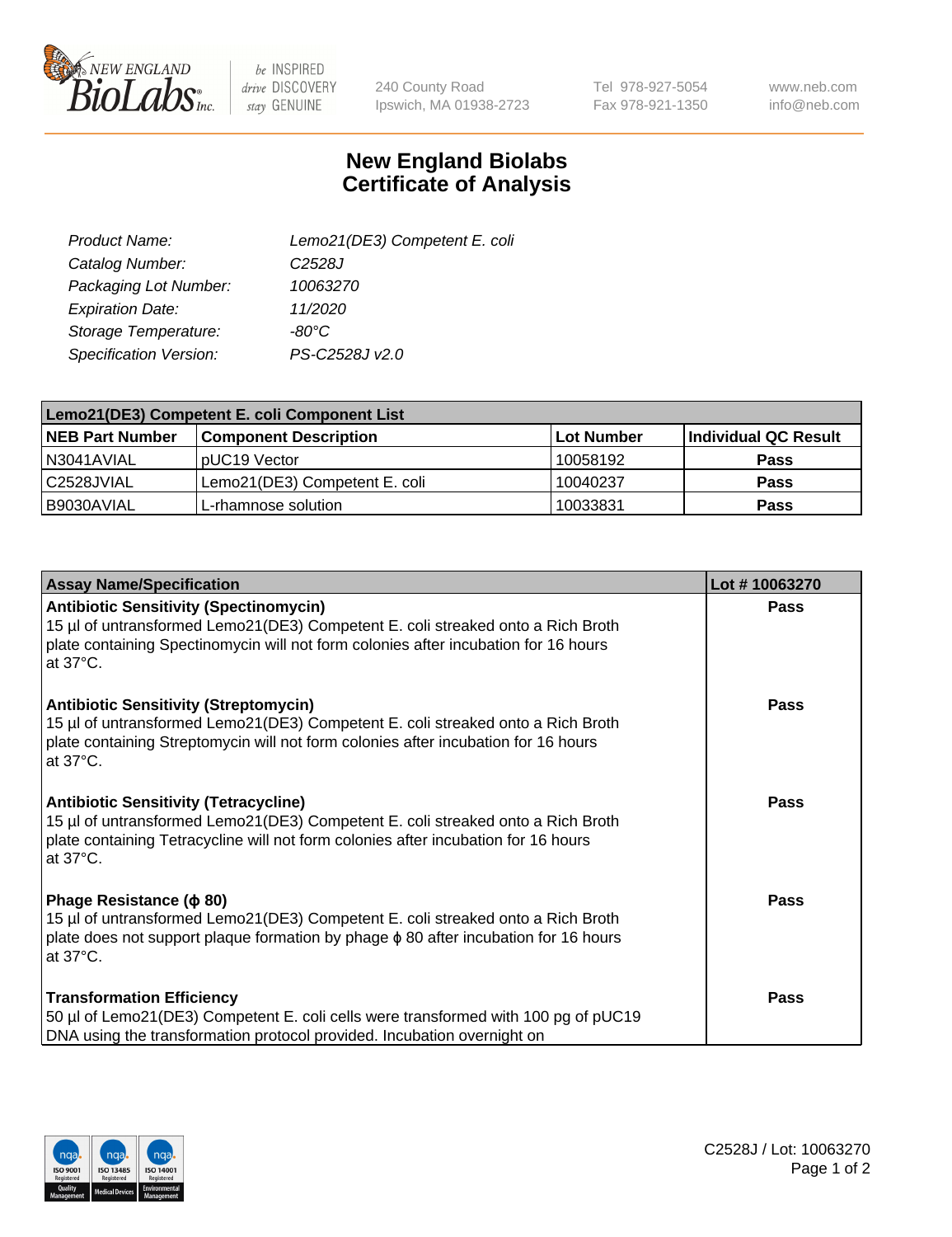New England Biolabs, Inc. — be INSPIRED drive DISCOVERY stay GENUINE

240 County Road
Ipswich, MA 01938-2723

Tel 978-927-5054
Fax 978-921-1350

www.neb.com
info@neb.com

# New England Biolabs
# Certificate of Analysis

| | |
|---|---|
| *Product Name:* | *Lemo21(DE3) Competent E. coli* |
| *Catalog Number:* | *C2528J* |
| *Packaging Lot Number:* | *10063270* |
| *Expiration Date:* | *11/2020* |
| *Storage Temperature:* | *-80°C* |
| *Specification Version:* | *PS-C2528J v2.0* |

| **Lemo21(DE3) Competent E. coli Component List** | | | |
|---|---|---|---|
| **NEB Part Number** | **Component Description** | **Lot Number** | **Individual QC Result** |
| N3041AVIAL | pUC19 Vector | 10058192 | **Pass** |
| C2528JVIAL | Lemo21(DE3) Competent E. coli | 10040237 | **Pass** |
| B9030AVIAL | L-rhamnose solution | 10033831 | **Pass** |

| **Assay Name/Specification** | **Lot # 10063270** |
|---|---|
| **Antibiotic Sensitivity (Spectinomycin)**<br>15 µl of untransformed Lemo21(DE3) Competent E. coli streaked onto a Rich Broth plate containing Spectinomycin will not form colonies after incubation for 16 hours at 37°C. | **Pass** |
| **Antibiotic Sensitivity (Streptomycin)**<br>15 µl of untransformed Lemo21(DE3) Competent E. coli streaked onto a Rich Broth plate containing Streptomycin will not form colonies after incubation for 16 hours at 37°C. | **Pass** |
| **Antibiotic Sensitivity (Tetracycline)**<br>15 µl of untransformed Lemo21(DE3) Competent E. coli streaked onto a Rich Broth plate containing Tetracycline will not form colonies after incubation for 16 hours at 37°C. | **Pass** |
| **Phage Resistance (ϕ 80)**<br>15 µl of untransformed Lemo21(DE3) Competent E. coli streaked onto a Rich Broth plate does not support plaque formation by phage ϕ 80 after incubation for 16 hours at 37°C. | **Pass** |
| **Transformation Efficiency**<br>50 µl of Lemo21(DE3) Competent E. coli cells were transformed with 100 pg of pUC19 DNA using the transformation protocol provided. Incubation overnight on | **Pass** |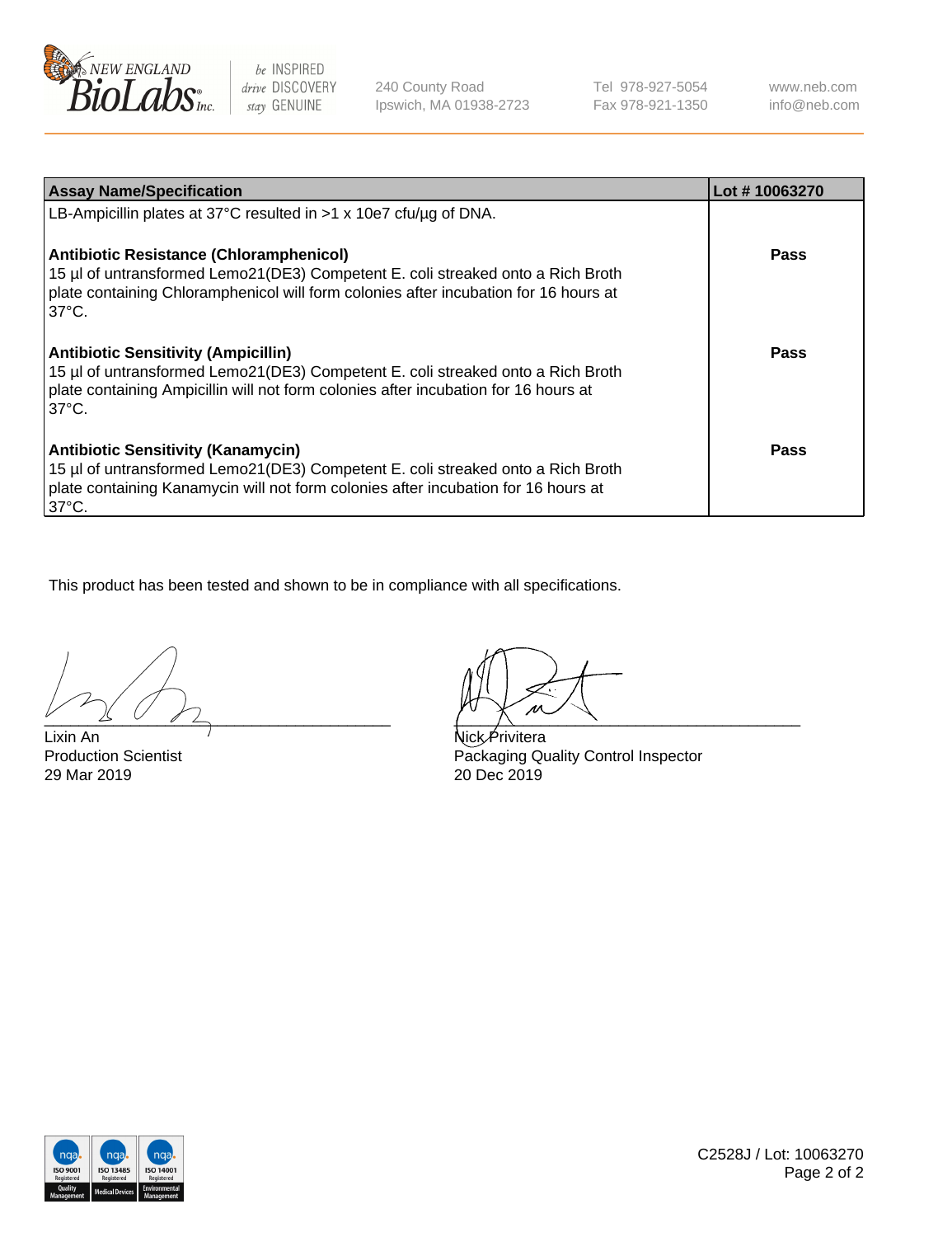| Assay Name/Specification | Lot # 10063270 |
| --- | --- |
| LB-Ampicillin plates at 37°C resulted in >1 x 10e7 cfu/µg of DNA. | |
| **Antibiotic Resistance (Chloramphenicol)**<br>15 µl of untransformed Lemo21(DE3) Competent E. coli streaked onto a Rich Broth plate containing Chloramphenicol will form colonies after incubation for 16 hours at 37°C. | **Pass** |
| **Antibiotic Sensitivity (Ampicillin)**<br>15 µl of untransformed Lemo21(DE3) Competent E. coli streaked onto a Rich Broth plate containing Ampicillin will not form colonies after incubation for 16 hours at 37°C. | **Pass** |
| **Antibiotic Sensitivity (Kanamycin)**<br>15 µl of untransformed Lemo21(DE3) Competent E. coli streaked onto a Rich Broth plate containing Kanamycin will not form colonies after incubation for 16 hours at 37°C. | **Pass** |

This product has been tested and shown to be in compliance with all specifications.

Lixin An
Production Scientist
29 Mar 2019

Nick Privitera
Packaging Quality Control Inspector
20 Dec 2019

C2528J / Lot: 10063270